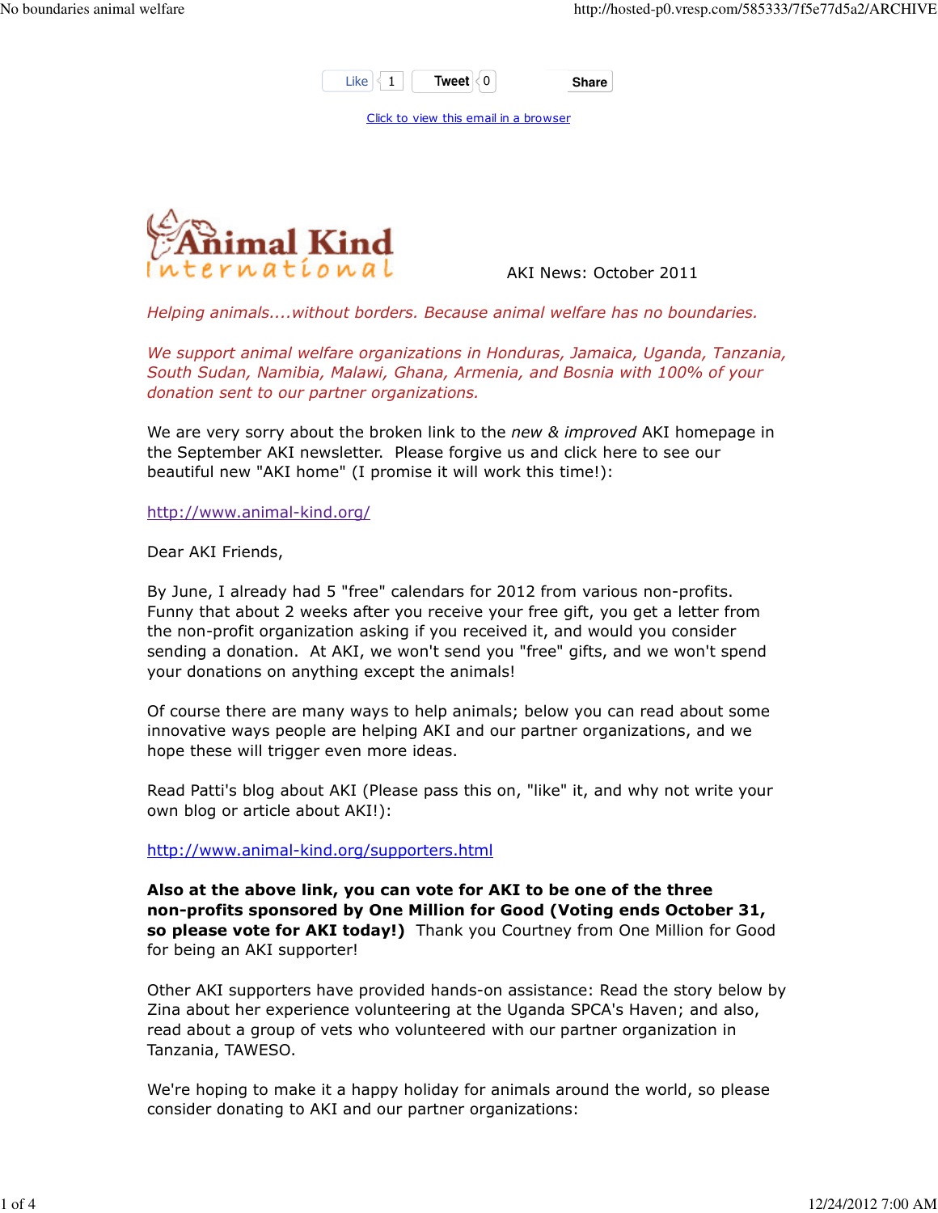Like 1 Tweet 0 Share

Click to view this email in a browser

Animal Kind International

AKI News: October 2011

*Helping animals....without borders. Because animal welfare has no boundaries.*

*We support animal welfare organizations in Honduras, Jamaica, Uganda, Tanzania, South Sudan, Namibia, Malawi, Ghana, Armenia, and Bosnia with 100% of your donation sent to our partner organizations.*

We are very sorry about the broken link to the *new & improved* AKI homepage in the September AKI newsletter. Please forgive us and click here to see our beautiful new "AKI home" (I promise it will work this time!):

http://www.animal-kind.org/

Dear AKI Friends,

By June, I already had 5 "free" calendars for 2012 from various non-profits. Funny that about 2 weeks after you receive your free gift, you get a letter from the non-profit organization asking if you received it, and would you consider sending a donation. At AKI, we won't send you "free" gifts, and we won't spend your donations on anything except the animals!

Of course there are many ways to help animals; below you can read about some innovative ways people are helping AKI and our partner organizations, and we hope these will trigger even more ideas.

Read Patti's blog about AKI (Please pass this on, "like" it, and why not write your own blog or article about AKI!):

http://www.animal-kind.org/supporters.html

**Also at the above link, you can vote for AKI to be one of the three non-profits sponsored by One Million for Good (Voting ends October 31, so please vote for AKI today!)** Thank you Courtney from One Million for Good for being an AKI supporter!

Other AKI supporters have provided hands-on assistance: Read the story below by Zina about her experience volunteering at the Uganda SPCA's Haven; and also, read about a group of vets who volunteered with our partner organization in Tanzania, TAWESO.

We're hoping to make it a happy holiday for animals around the world, so please consider donating to AKI and our partner organizations: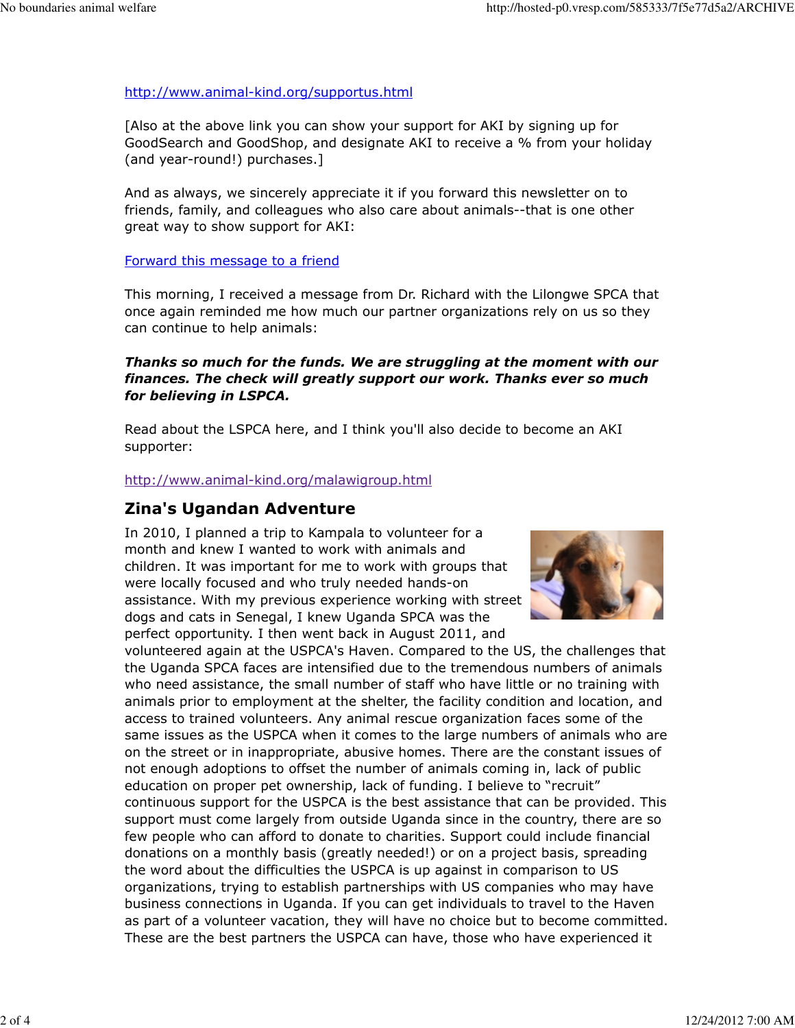http://www.animal-kind.org/supportus.html

[Also at the above link you can show your support for AKI by signing up for GoodSearch and GoodShop, and designate AKI to receive a % from your holiday (and year-round!) purchases.]

And as always, we sincerely appreciate it if you forward this newsletter on to friends, family, and colleagues who also care about animals--that is one other great way to show support for AKI:

Forward this message to a friend

This morning, I received a message from Dr. Richard with the Lilongwe SPCA that once again reminded me how much our partner organizations rely on us so they can continue to help animals:

***Thanks so much for the funds. We are struggling at the moment with our finances. The check will greatly support our work. Thanks ever so much for believing in LSPCA.***

Read about the LSPCA here, and I think you'll also decide to become an AKI supporter:

http://www.animal-kind.org/malawigroup.html

## Zina's Ugandan Adventure

In 2010, I planned a trip to Kampala to volunteer for a month and knew I wanted to work with animals and children. It was important for me to work with groups that were locally focused and who truly needed hands-on assistance. With my previous experience working with street dogs and cats in Senegal, I knew Uganda SPCA was the perfect opportunity. I then went back in August 2011, and volunteered again at the USPCA's Haven. Compared to the US, the challenges that the Uganda SPCA faces are intensified due to the tremendous numbers of animals who need assistance, the small number of staff who have little or no training with animals prior to employment at the shelter, the facility condition and location, and access to trained volunteers. Any animal rescue organization faces some of the same issues as the USPCA when it comes to the large numbers of animals who are on the street or in inappropriate, abusive homes. There are the constant issues of not enough adoptions to offset the number of animals coming in, lack of public education on proper pet ownership, lack of funding. I believe to "recruit" continuous support for the USPCA is the best assistance that can be provided. This support must come largely from outside Uganda since in the country, there are so few people who can afford to donate to charities. Support could include financial donations on a monthly basis (greatly needed!) or on a project basis, spreading the word about the difficulties the USPCA is up against in comparison to US organizations, trying to establish partnerships with US companies who may have business connections in Uganda. If you can get individuals to travel to the Haven as part of a volunteer vacation, they will have no choice but to become committed. These are the best partners the USPCA can have, those who have experienced it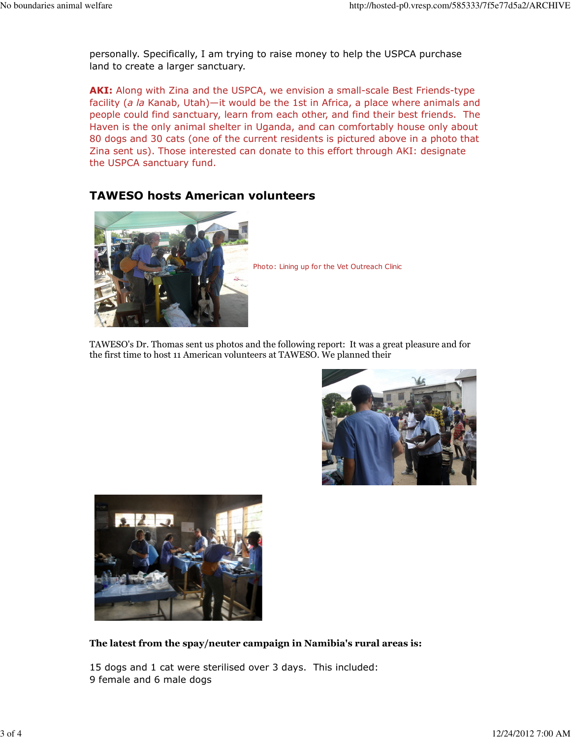personally. Specifically, I am trying to raise money to help the USPCA purchase land to create a larger sanctuary.

**AKI:** Along with Zina and the USPCA, we envision a small-scale Best Friends-type facility (*a la* Kanab, Utah)—it would be the 1st in Africa, a place where animals and people could find sanctuary, learn from each other, and find their best friends. The Haven is the only animal shelter in Uganda, and can comfortably house only about 80 dogs and 30 cats (one of the current residents is pictured above in a photo that Zina sent us). Those interested can donate to this effort through AKI: designate the USPCA sanctuary fund.

## TAWESO hosts American volunteers

Photo: Lining up for the Vet Outreach Clinic

TAWESO's Dr. Thomas sent us photos and the following report: It was a great pleasure and for the first time to host 11 American volunteers at TAWESO. We planned their

**The latest from the spay/neuter campaign in Namibia's rural areas is:**

15 dogs and 1 cat were sterilised over 3 days. This included:
9 female and 6 male dogs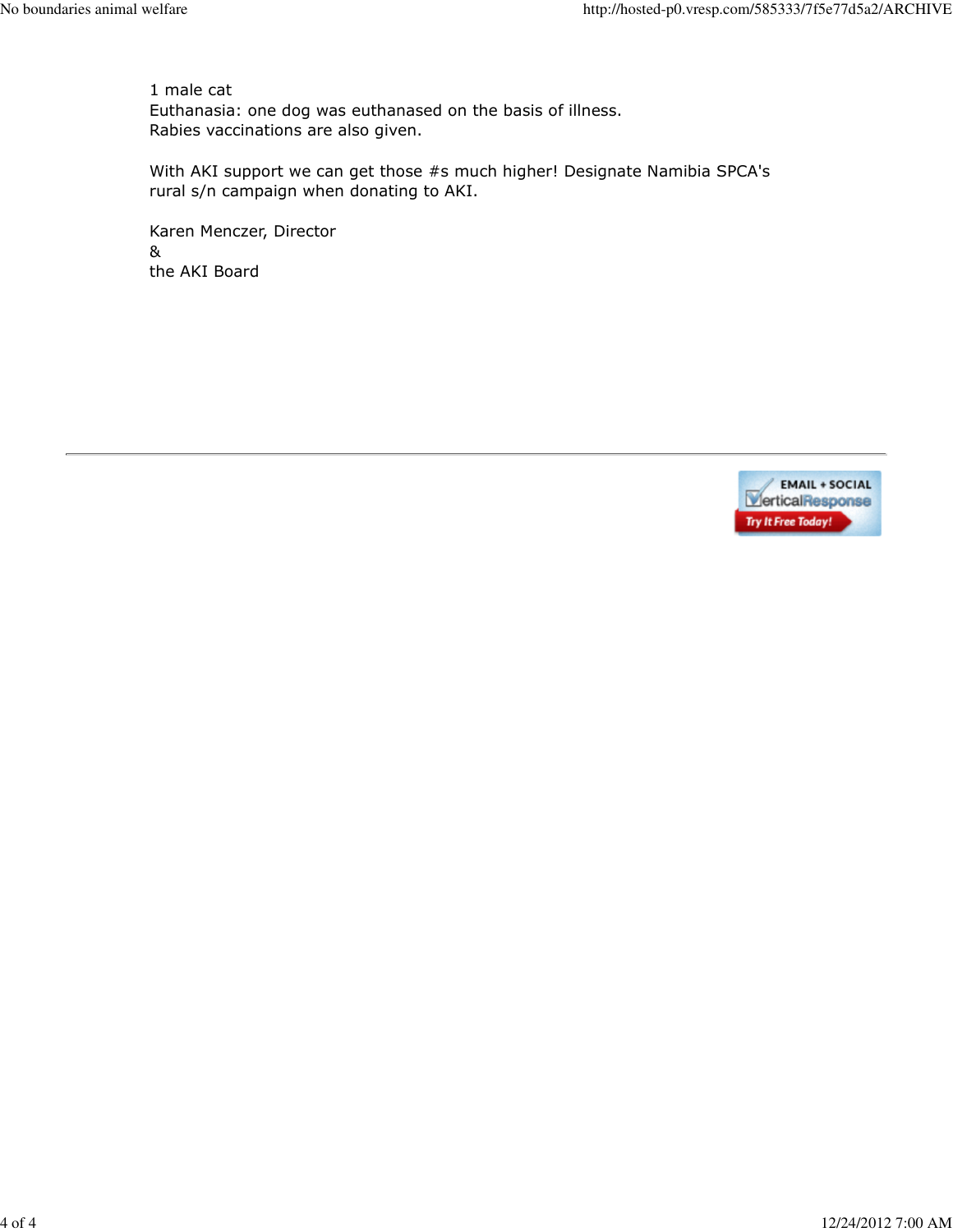1 male cat
Euthanasia: one dog was euthanased on the basis of illness.
Rabies vaccinations are also given.

With AKI support we can get those #s much higher! Designate Namibia SPCA's rural s/n campaign when donating to AKI.

Karen Menczer, Director
&
the AKI Board

---

EMAIL + SOCIAL
VerticalResponse
Try It Free Today!